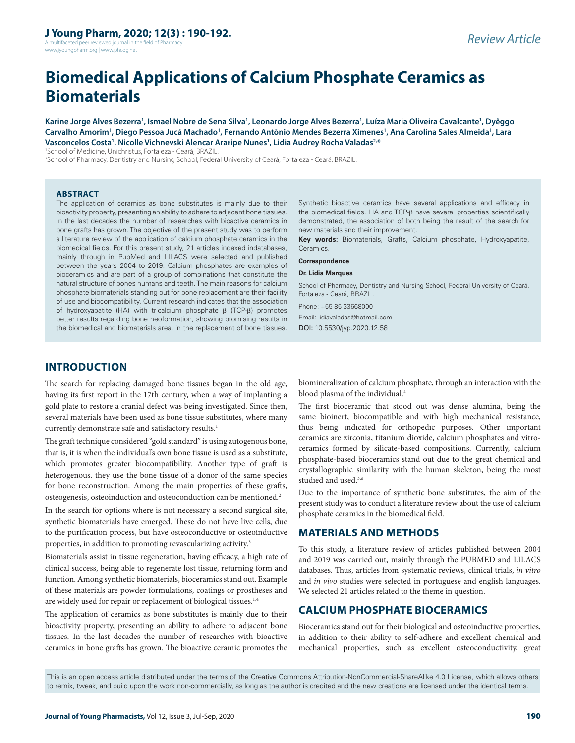Review Article

# Biomedical Applications of Calcium Phosphate Ceramics as Biomaterials

**Karine Jorge Alves Bezerra[1], Ismael Nobre de Sena Silva[1], Leonardo Jorge Alves Bezerra[1], Luíza Maria Oliveira Cavalcante[1], Dyêggo Carvalho Amorim[1], Diego Pessoa Jucá Machado[1], Fernando Antônio Mendes Bezerra Ximenes[1], Ana Carolina Sales Almeida[1], Lara Vasconcelos Costa[1], Nicolle Vichnevski Alencar Araripe Nunes[1], Lidia Audrey Rocha Valadas[2,*]**

[1]School of Medicine, Unichristus, Fortaleza - Ceará, BRAZIL.
[2]School of Pharmacy, Dentistry and Nursing School, Federal University of Ceará, Fortaleza - Ceará, BRAZIL.

## ABSTRACT

The application of ceramics as bone substitutes is mainly due to their bioactivity property, presenting an ability to adhere to adjacent bone tissues. In the last decades the number of researches with bioactive ceramics in bone grafts has grown. The objective of the present study was to perform a literature review of the application of calcium phosphate ceramics in the biomedical fields. For this present study, 21 articles indexed indatabases, mainly through in PubMed and LILACS were selected and published between the years 2004 to 2019. Calcium phosphates are examples of bioceramics and are part of a group of combinations that constitute the natural structure of bones humans and teeth. The main reasons for calcium phosphate biomaterials standing out for bone replacement are their facility of use and biocompatibility. Current research indicates that the association of hydroxyapatite (HA) with tricalcium phosphate β (TCP-β) promotes better results regarding bone neoformation, showing promising results in the biomedical and biomaterials area, in the replacement of bone tissues. Synthetic bioactive ceramics have several applications and efficacy in the biomedical fields. HA and TCP-β have several properties scientifically demonstrated, the association of both being the result of the search for new materials and their improvement.

**Key words:** Biomaterials, Grafts, Calcium phosphate, Hydroxyapatite, Ceramics.

**Correspondence**

**Dr. Lidia Marques**

School of Pharmacy, Dentistry and Nursing School, Federal University of Ceará, Fortaleza - Ceará, BRAZIL.

Phone: +55-85-33668000

Email: lidiavaladas@hotmail.com

DOI: 10.5530/jyp.2020.12.58

## INTRODUCTION

The search for replacing damaged bone tissues began in the old age, having its first report in the 17th century, when a way of implanting a gold plate to restore a cranial defect was being investigated. Since then, several materials have been used as bone tissue substitutes, where many currently demonstrate safe and satisfactory results.[1]

The graft technique considered "gold standard" is using autogenous bone, that is, it is when the individual's own bone tissue is used as a substitute, which promotes greater biocompatibility. Another type of graft is heterogenous, they use the bone tissue of a donor of the same species for bone reconstruction. Among the main properties of these grafts, osteogenesis, osteoinduction and osteoconduction can be mentioned.[2]

In the search for options where is not necessary a second surgical site, synthetic biomaterials have emerged. These do not have live cells, due to the purification process, but have osteoconductive or osteoinductive properties, in addition to promoting revascularizing activity.[3]

Biomaterials assist in tissue regeneration, having efficacy, a high rate of clinical success, being able to regenerate lost tissue, returning form and function. Among synthetic biomaterials, bioceramics stand out. Example of these materials are powder formulations, coatings or prostheses and are widely used for repair or replacement of biological tissues.[1,4]

The application of ceramics as bone substitutes is mainly due to their bioactivity property, presenting an ability to adhere to adjacent bone tissues. In the last decades the number of researches with bioactive ceramics in bone grafts has grown. The bioactive ceramic promotes the biomineralization of calcium phosphate, through an interaction with the blood plasma of the individual.[4]

The first bioceramic that stood out was dense alumina, being the same bioinert, biocompatible and with high mechanical resistance, thus being indicated for orthopedic purposes. Other important ceramics are zirconia, titanium dioxide, calcium phosphates and vitro-ceramics formed by silicate-based compositions. Currently, calcium phosphate-based bioceramics stand out due to the great chemical and crystallographic similarity with the human skeleton, being the most studied and used.[5,6]

Due to the importance of synthetic bone substitutes, the aim of the present study was to conduct a literature review about the use of calcium phosphate ceramics in the biomedical field.

## MATERIALS AND METHODS

To this study, a literature review of articles published between 2004 and 2019 was carried out, mainly through the PUBMED and LILACS databases. Thus, articles from systematic reviews, clinical trials, *in vitro* and *in vivo* studies were selected in portuguese and english languages. We selected 21 articles related to the theme in question.

## CALCIUM PHOSPHATE BIOCERAMICS

Bioceramics stand out for their biological and osteoinductive properties, in addition to their ability to self-adhere and excellent chemical and mechanical properties, such as excellent osteoconductivity, great

This is an open access article distributed under the terms of the Creative Commons Attribution-NonCommercial-ShareAlike 4.0 License, which allows others to remix, tweak, and build upon the work non-commercially, as long as the author is credited and the new creations are licensed under the identical terms.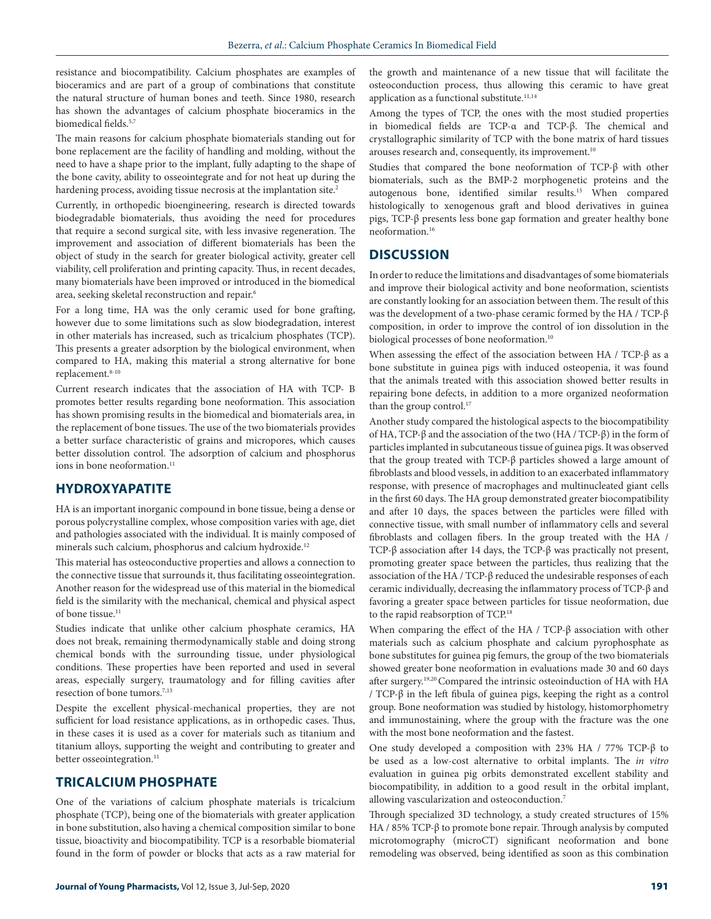resistance and biocompatibility. Calcium phosphates are examples of bioceramics and are part of a group of combinations that constitute the natural structure of human bones and teeth. Since 1980, research has shown the advantages of calcium phosphate bioceramics in the biomedical fields.[5,7]

The main reasons for calcium phosphate biomaterials standing out for bone replacement are the facility of handling and molding, without the need to have a shape prior to the implant, fully adapting to the shape of the bone cavity, ability to osseointegrate and for not heat up during the hardening process, avoiding tissue necrosis at the implantation site.[2]

Currently, in orthopedic bioengineering, research is directed towards biodegradable biomaterials, thus avoiding the need for procedures that require a second surgical site, with less invasive regeneration. The improvement and association of different biomaterials has been the object of study in the search for greater biological activity, greater cell viability, cell proliferation and printing capacity. Thus, in recent decades, many biomaterials have been improved or introduced in the biomedical area, seeking skeletal reconstruction and repair.[6]

For a long time, HA was the only ceramic used for bone grafting, however due to some limitations such as slow biodegradation, interest in other materials has increased, such as tricalcium phosphates (TCP). This presents a greater adsorption by the biological environment, when compared to HA, making this material a strong alternative for bone replacement.[8-10]

Current research indicates that the association of HA with TCP- Β promotes better results regarding bone neoformation. This association has shown promising results in the biomedical and biomaterials area, in the replacement of bone tissues. The use of the two biomaterials provides a better surface characteristic of grains and micropores, which causes better dissolution control. The adsorption of calcium and phosphorus ions in bone neoformation.[11]

## HYDROXYAPATITE

HA is an important inorganic compound in bone tissue, being a dense or porous polycrystalline complex, whose composition varies with age, diet and pathologies associated with the individual. It is mainly composed of minerals such calcium, phosphorus and calcium hydroxide.[12]

This material has osteoconductive properties and allows a connection to the connective tissue that surrounds it, thus facilitating osseointegration. Another reason for the widespread use of this material in the biomedical field is the similarity with the mechanical, chemical and physical aspect of bone tissue.[11]

Studies indicate that unlike other calcium phosphate ceramics, HA does not break, remaining thermodynamically stable and doing strong chemical bonds with the surrounding tissue, under physiological conditions. These properties have been reported and used in several areas, especially surgery, traumatology and for filling cavities after resection of bone tumors.[7,13]

Despite the excellent physical-mechanical properties, they are not sufficient for load resistance applications, as in orthopedic cases. Thus, in these cases it is used as a cover for materials such as titanium and titanium alloys, supporting the weight and contributing to greater and better osseointegration.[11]

## TRICALCIUM PHOSPHATE

One of the variations of calcium phosphate materials is tricalcium phosphate (TCP), being one of the biomaterials with greater application in bone substitution, also having a chemical composition similar to bone tissue, bioactivity and biocompatibility. TCP is a resorbable biomaterial found in the form of powder or blocks that acts as a raw material for the growth and maintenance of a new tissue that will facilitate the osteoconduction process, thus allowing this ceramic to have great application as a functional substitute.[11,14]

Among the types of TCP, the ones with the most studied properties in biomedical fields are TCP-α and TCP-β. The chemical and crystallographic similarity of TCP with the bone matrix of hard tissues arouses research and, consequently, its improvement.[10]

Studies that compared the bone neoformation of TCP-β with other biomaterials, such as the BMP-2 morphogenetic proteins and the autogenous bone, identified similar results.[15] When compared histologically to xenogenous graft and blood derivatives in guinea pigs, TCP-β presents less bone gap formation and greater healthy bone neoformation.[16]

## DISCUSSION

In order to reduce the limitations and disadvantages of some biomaterials and improve their biological activity and bone neoformation, scientists are constantly looking for an association between them. The result of this was the development of a two-phase ceramic formed by the HA / TCP-β composition, in order to improve the control of ion dissolution in the biological processes of bone neoformation.[10]

When assessing the effect of the association between HA / TCP-β as a bone substitute in guinea pigs with induced osteopenia, it was found that the animals treated with this association showed better results in repairing bone defects, in addition to a more organized neoformation than the group control.[17]

Another study compared the histological aspects to the biocompatibility of HA, TCP-β and the association of the two (HA / TCP-β) in the form of particles implanted in subcutaneous tissue of guinea pigs. It was observed that the group treated with TCP-β particles showed a large amount of fibroblasts and blood vessels, in addition to an exacerbated inflammatory response, with presence of macrophages and multinucleated giant cells in the first 60 days. The HA group demonstrated greater biocompatibility and after 10 days, the spaces between the particles were filled with connective tissue, with small number of inflammatory cells and several fibroblasts and collagen fibers. In the group treated with the HA / TCP-β association after 14 days, the TCP-β was practically not present, promoting greater space between the particles, thus realizing that the association of the HA / TCP-β reduced the undesirable responses of each ceramic individually, decreasing the inflammatory process of TCP-β and favoring a greater space between particles for tissue neoformation, due to the rapid reabsorption of TCP.[18]

When comparing the effect of the HA / TCP-β association with other materials such as calcium phosphate and calcium pyrophosphate as bone substitutes for guinea pig femurs, the group of the two biomaterials showed greater bone neoformation in evaluations made 30 and 60 days after surgery.[19,20] Compared the intrinsic osteoinduction of HA with HA / TCP-β in the left fibula of guinea pigs, keeping the right as a control group. Bone neoformation was studied by histology, histomorphometry and immunostaining, where the group with the fracture was the one with the most bone neoformation and the fastest.

One study developed a composition with 23% HA / 77% TCP-β to be used as a low-cost alternative to orbital implants. The *in vitro* evaluation in guinea pig orbits demonstrated excellent stability and biocompatibility, in addition to a good result in the orbital implant, allowing vascularization and osteoconduction.[7]

Through specialized 3D technology, a study created structures of 15% HA / 85% TCP-β to promote bone repair. Through analysis by computed microtomography (microCT) significant neoformation and bone remodeling was observed, being identified as soon as this combination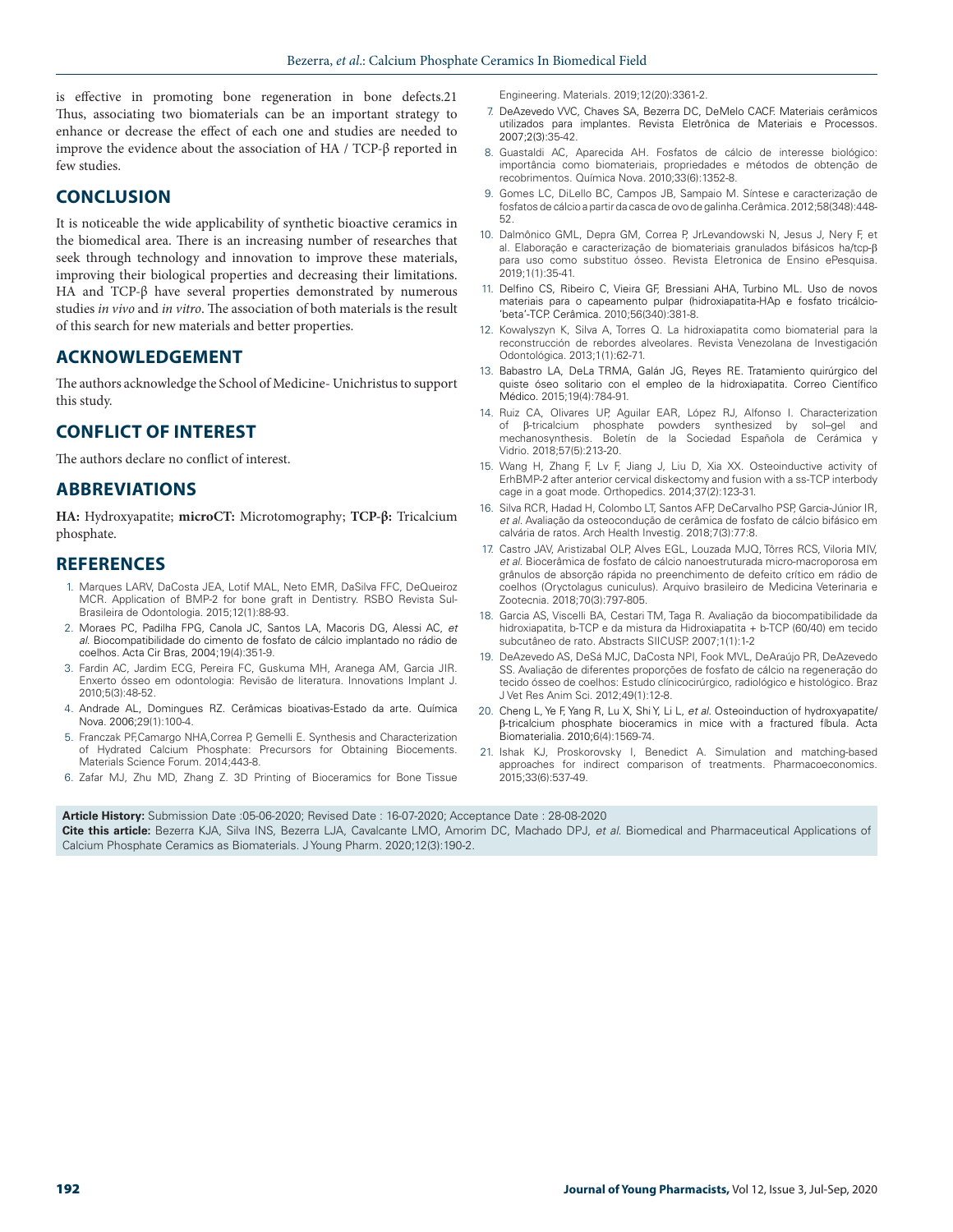is effective in promoting bone regeneration in bone defects.21 Thus, associating two biomaterials can be an important strategy to enhance or decrease the effect of each one and studies are needed to improve the evidence about the association of HA / TCP-β reported in few studies.

## CONCLUSION

It is noticeable the wide applicability of synthetic bioactive ceramics in the biomedical area. There is an increasing number of researches that seek through technology and innovation to improve these materials, improving their biological properties and decreasing their limitations. HA and TCP-β have several properties demonstrated by numerous studies *in vivo* and *in vitro*. The association of both materials is the result of this search for new materials and better properties.

## ACKNOWLEDGEMENT

The authors acknowledge the School of Medicine- Unichristus to support this study.

## CONFLICT OF INTEREST

The authors declare no conflict of interest.

## ABBREVIATIONS

**HA:** Hydroxyapatite; **microCT:** Microtomography; **TCP-β:** Tricalcium phosphate.

## REFERENCES

1. Marques LARV, DaCosta JEA, Lotif MAL, Neto EMR, DaSilva FFC, DeQueiroz MCR. Application of BMP-2 for bone graft in Dentistry. RSBO Revista Sul-Brasileira de Odontologia. 2015;12(1):88-93.
2. Moraes PC, Padilha FPG, Canola JC, Santos LA, Macoris DG, Alessi AC, *et al.* Biocompatibilidade do cimento de fosfato de cálcio implantado no rádio de coelhos. Acta Cir Bras, 2004;19(4):351-9.
3. Fardin AC, Jardim ECG, Pereira FC, Guskuma MH, Aranega AM, Garcia JIR. Enxerto ósseo em odontologia: Revisão de literatura. Innovations Implant J. 2010;5(3):48-52.
4. Andrade AL, Domingues RZ. Cerâmicas bioativas-Estado da arte. Química Nova. 2006;29(1):100-4.
5. Franczak PF,Camargo NHA,Correa P, Gemelli E. Synthesis and Characterization of Hydrated Calcium Phosphate: Precursors for Obtaining Biocements. Materials Science Forum. 2014;443-8.
6. Zafar MJ, Zhu MD, Zhang Z. 3D Printing of Bioceramics for Bone Tissue Engineering. Materials. 2019;12(20):3361-2.
7. DeAzevedo VVC, Chaves SA, Bezerra DC, DeMelo CACF. Materiais cerâmicos utilizados para implantes. Revista Eletrônica de Materiais e Processos. 2007;2(3):35-42.
8. Guastaldi AC, Aparecida AH. Fosfatos de cálcio de interesse biológico: importância como biomateriais, propriedades e métodos de obtenção de recobrimentos. Química Nova. 2010;33(6):1352-8.
9. Gomes LC, DiLello BC, Campos JB, Sampaio M. Síntese e caracterização de fosfatos de cálcio a partir da casca de ovo de galinha.Cerâmica. 2012;58(348):448-52.
10. Dalmônico GML, Depra GM, Correa P, JrLevandowski N, Jesus J, Nery F, et al. Elaboração e caracterização de biomateriais granulados bifásicos ha/tcp-β para uso como substituto ósseo. Revista Eletronica de Ensino ePesquisa. 2019;1(1):35-41.
11. Delfino CS, Ribeiro C, Vieira GF, Bressiani AHA, Turbino ML. Uso de novos materiais para o capeamento pulpar (hidroxiapatita-HAp e fosfato tricálcio-'beta'-TCP. Cerâmica. 2010;56(340):381-8.
12. Kowalyszyn K, Silva A, Torres Q. La hidroxiapatita como biomaterial para la reconstrucción de rebordes alveolares. Revista Venezolana de Investigación Odontológica. 2013;1(1):62-71.
13. Babastro LA, DeLa TRMA, Galán JG, Reyes RE. Tratamiento quirúrgico del quiste óseo solitario con el empleo de la hidroxiapatita. Correo Científico Médico. 2015;19(4):784-91.
14. Ruiz CA, Olivares UP, Aguilar EAR, López RJ, Alfonso I. Characterization of β-tricalcium phosphate powders synthesized by sol–gel and mechanosynthesis. Boletín de la Sociedad Española de Cerámica y Vidrio. 2018;57(5):213-20.
15. Wang H, Zhang F, Lv F, Jiang J, Liu D, Xia XX. Osteoinductive activity of ErhBMP-2 after anterior cervical diskectomy and fusion with a ss-TCP interbody cage in a goat mode. Orthopedics. 2014;37(2):123-31.
16. Silva RCR, Hadad H, Colombo LT, Santos AFP, DeCarvalho PSP, Garcia-Júnior IR, *et al.* Avaliação da osteocondução de cerâmica de fosfato de cálcio bifásico em calvária de ratos. Arch Health Investig. 2018;7(3):77:8.
17. Castro JAV, Aristizabal OLP, Alves EGL, Louzada MJQ, Tôrres RCS, Viloria MIV, *et al.* Biocerâmica de fosfato de cálcio nanoestruturada micro-macroporosa em grânulos de absorção rápida no preenchimento de defeito crítico em rádio de coelhos (Oryctolagus cuniculus). Arquivo brasileiro de Medicina Veterinaria e Zootecnia. 2018;70(3):797-805.
18. Garcia AS, Viscelli BA, Cestari TM, Taga R. Avaliação da biocompatibilidade da hidroxiapatita, b-TCP e da mistura da Hidroxiapatita + b-TCP (60/40) em tecido subcutâneo de rato. Abstracts SIICUSP. 2007;1(1):1-2
19. DeAzevedo AS, DeSá MJC, DaCosta NPI, Fook MVL, DeAraújo PR, DeAzevedo SS. Avaliação de diferentes proporções de fosfato de cálcio na regeneração do tecido ósseo de coelhos: Estudo clínicocirúrgico, radiológico e histológico. Braz J Vet Res Anim Sci. 2012;49(1):12-8.
20. Cheng L, Ye F, Yang R, Lu X, Shi Y, Li L, *et al.* Osteoinduction of hydroxyapatite/β-tricalcium phosphate bioceramics in mice with a fractured fibula. Acta Biomaterialia. 2010;6(4):1569-74.
21. Ishak KJ, Proskorovsky I, Benedict A. Simulation and matching-based approaches for indirect comparison of treatments. Pharmacoeconomics. 2015;33(6):537-49.

**Article History:** Submission Date :05-06-2020; Revised Date : 16-07-2020; Acceptance Date : 28-08-2020
**Cite this article:** Bezerra KJA, Silva INS, Bezerra LJA, Cavalcante LMO, Amorim DC, Machado DPJ, *et al.* Biomedical and Pharmaceutical Applications of Calcium Phosphate Ceramics as Biomaterials. J Young Pharm. 2020;12(3):190-2.